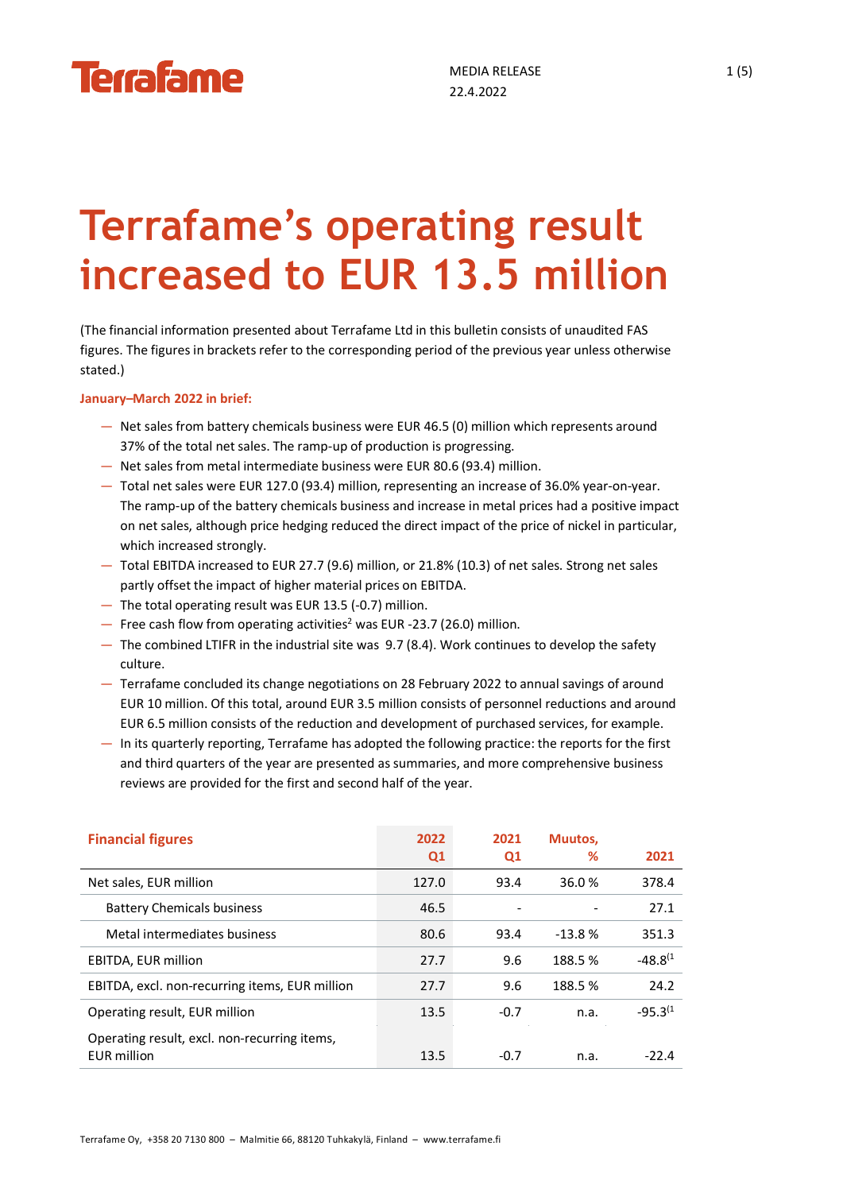MEDIA RELEASE
22.4.2022

# Terrafame's operating result increased to EUR 13.5 million

(The financial information presented about Terrafame Ltd in this bulletin consists of unaudited FAS figures. The figures in brackets refer to the corresponding period of the previous year unless otherwise stated.)

**January–March 2022 in brief:**

- Net sales from battery chemicals business were EUR 46.5 (0) million which represents around 37% of the total net sales. The ramp-up of production is progressing.
- Net sales from metal intermediate business were EUR 80.6 (93.4) million.
- Total net sales were EUR 127.0 (93.4) million, representing an increase of 36.0% year-on-year. The ramp-up of the battery chemicals business and increase in metal prices had a positive impact on net sales, although price hedging reduced the direct impact of the price of nickel in particular, which increased strongly.
- Total EBITDA increased to EUR 27.7 (9.6) million, or 21.8% (10.3) of net sales. Strong net sales partly offset the impact of higher material prices on EBITDA.
- The total operating result was EUR 13.5 (-0.7) million.
- Free cash flow from operating activities[2] was EUR -23.7 (26.0) million.
- The combined LTIFR in the industrial site was 9.7 (8.4). Work continues to develop the safety culture.
- Terrafame concluded its change negotiations on 28 February 2022 to annual savings of around EUR 10 million. Of this total, around EUR 3.5 million consists of personnel reductions and around EUR 6.5 million consists of the reduction and development of purchased services, for example.
- In its quarterly reporting, Terrafame has adopted the following practice: the reports for the first and third quarters of the year are presented as summaries, and more comprehensive business reviews are provided for the first and second half of the year.

| Financial figures | 2022 Q1 | 2021 Q1 | Muutos, % | 2021 |
|---|---|---|---|---|
| Net sales, EUR million | 127.0 | 93.4 | 36.0 % | 378.4 |
| Battery Chemicals business | 46.5 | - | - | 27.1 |
| Metal intermediates business | 80.6 | 93.4 | -13.8 % | 351.3 |
| EBITDA, EUR million | 27.7 | 9.6 | 188.5 % | -48.8[1] |
| EBITDA, excl. non-recurring items, EUR million | 27.7 | 9.6 | 188.5 % | 24.2 |
| Operating result, EUR million | 13.5 | -0.7 | n.a. | -95.3[1] |
| Operating result, excl. non-recurring items, EUR million | 13.5 | -0.7 | n.a. | -22.4 |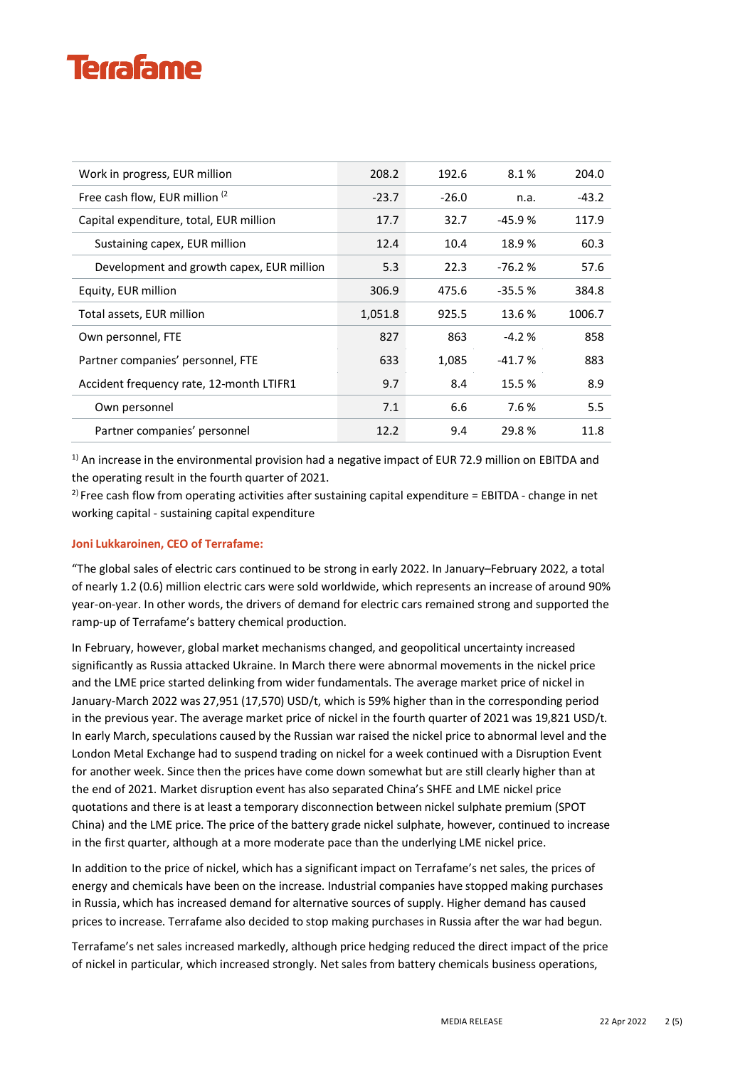| | | | | |
|---|---|---|---|---|
| Work in progress, EUR million | 208.2 | 192.6 | 8.1 % | 204.0 |
| Free cash flow, EUR million [2] | -23.7 | -26.0 | n.a. | -43.2 |
| Capital expenditure, total, EUR million | 17.7 | 32.7 | -45.9 % | 117.9 |
| Sustaining capex, EUR million | 12.4 | 10.4 | 18.9 % | 60.3 |
| Development and growth capex, EUR million | 5.3 | 22.3 | -76.2 % | 57.6 |
| Equity, EUR million | 306.9 | 475.6 | -35.5 % | 384.8 |
| Total assets, EUR million | 1,051.8 | 925.5 | 13.6 % | 1006.7 |
| Own personnel, FTE | 827 | 863 | -4.2 % | 858 |
| Partner companies' personnel, FTE | 633 | 1,085 | -41.7 % | 883 |
| Accident frequency rate, 12-month LTIFR1 | 9.7 | 8.4 | 15.5 % | 8.9 |
| Own personnel | 7.1 | 6.6 | 7.6 % | 5.5 |
| Partner companies' personnel | 12.2 | 9.4 | 29.8 % | 11.8 |

[1] An increase in the environmental provision had a negative impact of EUR 72.9 million on EBITDA and the operating result in the fourth quarter of 2021.
[2] Free cash flow from operating activities after sustaining capital expenditure = EBITDA - change in net working capital - sustaining capital expenditure

**Joni Lukkaroinen, CEO of Terrafame:**

"The global sales of electric cars continued to be strong in early 2022. In January–February 2022, a total of nearly 1.2 (0.6) million electric cars were sold worldwide, which represents an increase of around 90% year-on-year. In other words, the drivers of demand for electric cars remained strong and supported the ramp-up of Terrafame's battery chemical production.

In February, however, global market mechanisms changed, and geopolitical uncertainty increased significantly as Russia attacked Ukraine. In March there were abnormal movements in the nickel price and the LME price started delinking from wider fundamentals. The average market price of nickel in January-March 2022 was 27,951 (17,570) USD/t, which is 59% higher than in the corresponding period in the previous year. The average market price of nickel in the fourth quarter of 2021 was 19,821 USD/t. In early March, speculations caused by the Russian war raised the nickel price to abnormal level and the London Metal Exchange had to suspend trading on nickel for a week continued with a Disruption Event for another week. Since then the prices have come down somewhat but are still clearly higher than at the end of 2021. Market disruption event has also separated China's SHFE and LME nickel price quotations and there is at least a temporary disconnection between nickel sulphate premium (SPOT China) and the LME price. The price of the battery grade nickel sulphate, however, continued to increase in the first quarter, although at a more moderate pace than the underlying LME nickel price.

In addition to the price of nickel, which has a significant impact on Terrafame's net sales, the prices of energy and chemicals have been on the increase. Industrial companies have stopped making purchases in Russia, which has increased demand for alternative sources of supply. Higher demand has caused prices to increase. Terrafame also decided to stop making purchases in Russia after the war had begun.

Terrafame's net sales increased markedly, although price hedging reduced the direct impact of the price of nickel in particular, which increased strongly. Net sales from battery chemicals business operations,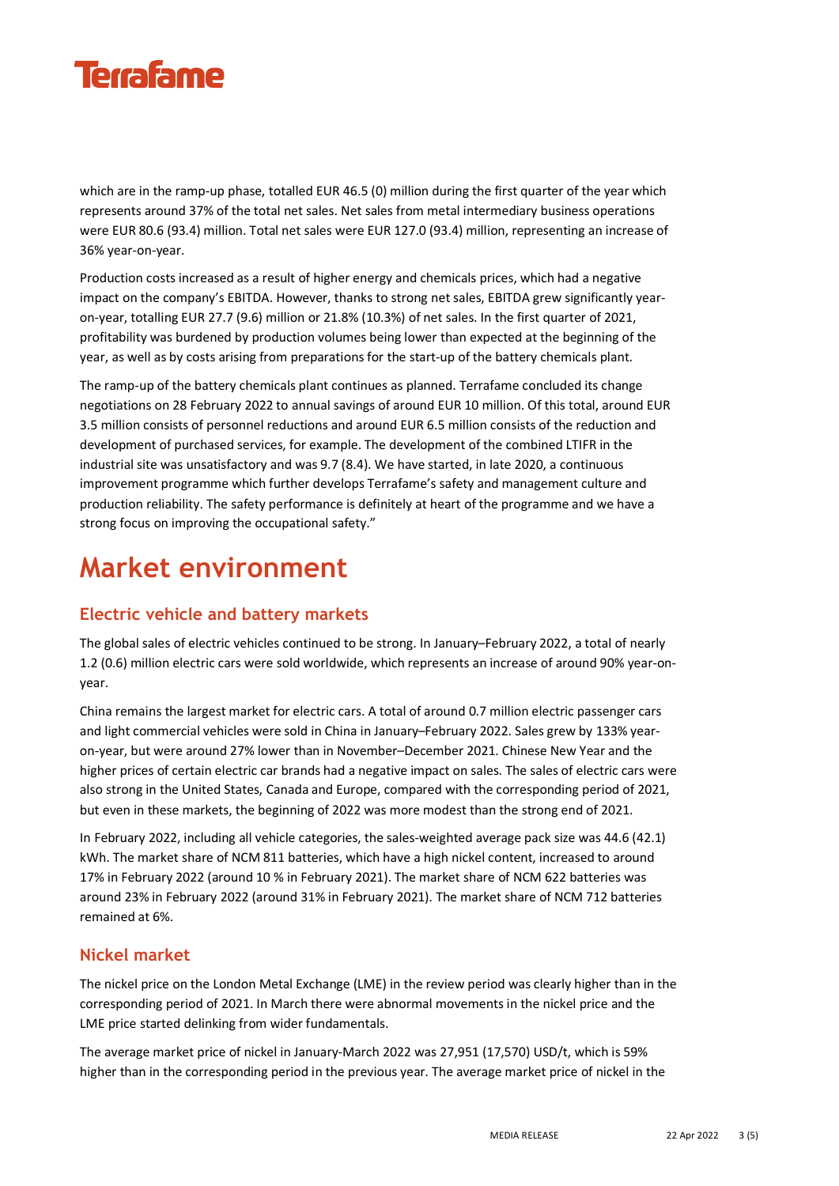which are in the ramp-up phase, totalled EUR 46.5 (0) million during the first quarter of the year which represents around 37% of the total net sales. Net sales from metal intermediary business operations were EUR 80.6 (93.4) million. Total net sales were EUR 127.0 (93.4) million, representing an increase of 36% year-on-year.

Production costs increased as a result of higher energy and chemicals prices, which had a negative impact on the company's EBITDA. However, thanks to strong net sales, EBITDA grew significantly year-on-year, totalling EUR 27.7 (9.6) million or 21.8% (10.3%) of net sales. In the first quarter of 2021, profitability was burdened by production volumes being lower than expected at the beginning of the year, as well as by costs arising from preparations for the start-up of the battery chemicals plant.

The ramp-up of the battery chemicals plant continues as planned. Terrafame concluded its change negotiations on 28 February 2022 to annual savings of around EUR 10 million. Of this total, around EUR 3.5 million consists of personnel reductions and around EUR 6.5 million consists of the reduction and development of purchased services, for example. The development of the combined LTIFR in the industrial site was unsatisfactory and was 9.7 (8.4). We have started, in late 2020, a continuous improvement programme which further develops Terrafame's safety and management culture and production reliability. The safety performance is definitely at heart of the programme and we have a strong focus on improving the occupational safety."

# Market environment

## Electric vehicle and battery markets

The global sales of electric vehicles continued to be strong. In January–February 2022, a total of nearly 1.2 (0.6) million electric cars were sold worldwide, which represents an increase of around 90% year-on-year.

China remains the largest market for electric cars. A total of around 0.7 million electric passenger cars and light commercial vehicles were sold in China in January–February 2022. Sales grew by 133% year-on-year, but were around 27% lower than in November–December 2021. Chinese New Year and the higher prices of certain electric car brands had a negative impact on sales. The sales of electric cars were also strong in the United States, Canada and Europe, compared with the corresponding period of 2021, but even in these markets, the beginning of 2022 was more modest than the strong end of 2021.

In February 2022, including all vehicle categories, the sales-weighted average pack size was 44.6 (42.1) kWh. The market share of NCM 811 batteries, which have a high nickel content, increased to around 17% in February 2022 (around 10 % in February 2021). The market share of NCM 622 batteries was around 23% in February 2022 (around 31% in February 2021). The market share of NCM 712 batteries remained at 6%.

## Nickel market

The nickel price on the London Metal Exchange (LME) in the review period was clearly higher than in the corresponding period of 2021. In March there were abnormal movements in the nickel price and the LME price started delinking from wider fundamentals.

The average market price of nickel in January-March 2022 was 27,951 (17,570) USD/t, which is 59% higher than in the corresponding period in the previous year. The average market price of nickel in the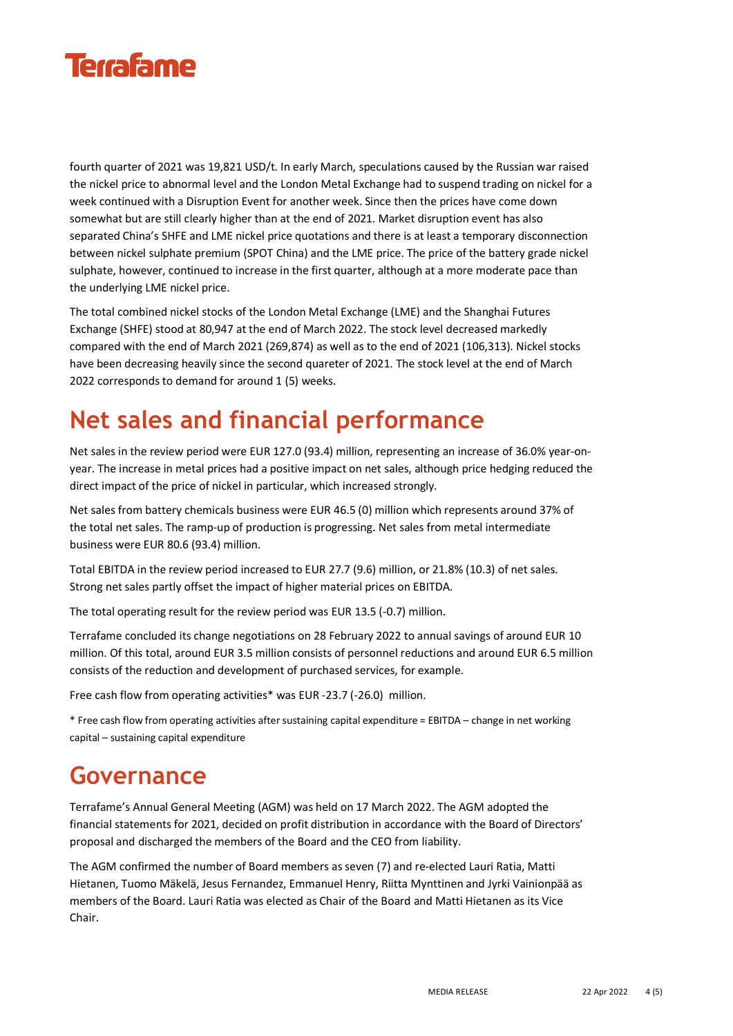fourth quarter of 2021 was 19,821 USD/t. In early March, speculations caused by the Russian war raised the nickel price to abnormal level and the London Metal Exchange had to suspend trading on nickel for a week continued with a Disruption Event for another week. Since then the prices have come down somewhat but are still clearly higher than at the end of 2021. Market disruption event has also separated China's SHFE and LME nickel price quotations and there is at least a temporary disconnection between nickel sulphate premium (SPOT China) and the LME price. The price of the battery grade nickel sulphate, however, continued to increase in the first quarter, although at a more moderate pace than the underlying LME nickel price.

The total combined nickel stocks of the London Metal Exchange (LME) and the Shanghai Futures Exchange (SHFE) stood at 80,947 at the end of March 2022. The stock level decreased markedly compared with the end of March 2021 (269,874) as well as to the end of 2021 (106,313). Nickel stocks have been decreasing heavily since the second quareter of 2021. The stock level at the end of March 2022 corresponds to demand for around 1 (5) weeks.

# Net sales and financial performance

Net sales in the review period were EUR 127.0 (93.4) million, representing an increase of 36.0% year-on-year. The increase in metal prices had a positive impact on net sales, although price hedging reduced the direct impact of the price of nickel in particular, which increased strongly.

Net sales from battery chemicals business were EUR 46.5 (0) million which represents around 37% of the total net sales. The ramp-up of production is progressing. Net sales from metal intermediate business were EUR 80.6 (93.4) million.

Total EBITDA in the review period increased to EUR 27.7 (9.6) million, or 21.8% (10.3) of net sales. Strong net sales partly offset the impact of higher material prices on EBITDA.

The total operating result for the review period was EUR 13.5 (-0.7) million.

Terrafame concluded its change negotiations on 28 February 2022 to annual savings of around EUR 10 million. Of this total, around EUR 3.5 million consists of personnel reductions and around EUR 6.5 million consists of the reduction and development of purchased services, for example.

Free cash flow from operating activities* was EUR -23.7 (-26.0) million.

* Free cash flow from operating activities after sustaining capital expenditure = EBITDA – change in net working capital – sustaining capital expenditure

# Governance

Terrafame's Annual General Meeting (AGM) was held on 17 March 2022. The AGM adopted the financial statements for 2021, decided on profit distribution in accordance with the Board of Directors' proposal and discharged the members of the Board and the CEO from liability.

The AGM confirmed the number of Board members as seven (7) and re-elected Lauri Ratia, Matti Hietanen, Tuomo Mäkelä, Jesus Fernandez, Emmanuel Henry, Riitta Mynttinen and Jyrki Vainionpää as members of the Board. Lauri Ratia was elected as Chair of the Board and Matti Hietanen as its Vice Chair.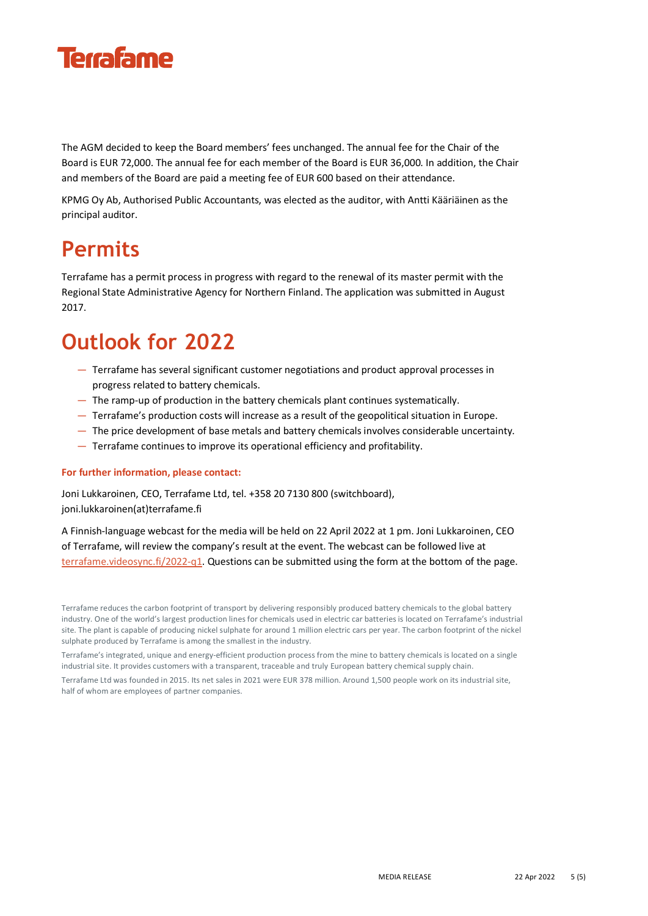The AGM decided to keep the Board members' fees unchanged. The annual fee for the Chair of the Board is EUR 72,000. The annual fee for each member of the Board is EUR 36,000. In addition, the Chair and members of the Board are paid a meeting fee of EUR 600 based on their attendance.

KPMG Oy Ab, Authorised Public Accountants, was elected as the auditor, with Antti Kääriäinen as the principal auditor.

# Permits

Terrafame has a permit process in progress with regard to the renewal of its master permit with the Regional State Administrative Agency for Northern Finland. The application was submitted in August 2017.

# Outlook for 2022

- Terrafame has several significant customer negotiations and product approval processes in progress related to battery chemicals.
- The ramp-up of production in the battery chemicals plant continues systematically.
- Terrafame's production costs will increase as a result of the geopolitical situation in Europe.
- The price development of base metals and battery chemicals involves considerable uncertainty.
- Terrafame continues to improve its operational efficiency and profitability.

**For further information, please contact:**

Joni Lukkaroinen, CEO, Terrafame Ltd, tel. +358 20 7130 800 (switchboard), joni.lukkaroinen(at)terrafame.fi

A Finnish-language webcast for the media will be held on 22 April 2022 at 1 pm. Joni Lukkaroinen, CEO of Terrafame, will review the company's result at the event. The webcast can be followed live at terrafame.videosync.fi/2022-q1. Questions can be submitted using the form at the bottom of the page.

Terrafame reduces the carbon footprint of transport by delivering responsibly produced battery chemicals to the global battery industry. One of the world's largest production lines for chemicals used in electric car batteries is located on Terrafame's industrial site. The plant is capable of producing nickel sulphate for around 1 million electric cars per year. The carbon footprint of the nickel sulphate produced by Terrafame is among the smallest in the industry.

Terrafame's integrated, unique and energy-efficient production process from the mine to battery chemicals is located on a single industrial site. It provides customers with a transparent, traceable and truly European battery chemical supply chain.

Terrafame Ltd was founded in 2015. Its net sales in 2021 were EUR 378 million. Around 1,500 people work on its industrial site, half of whom are employees of partner companies.